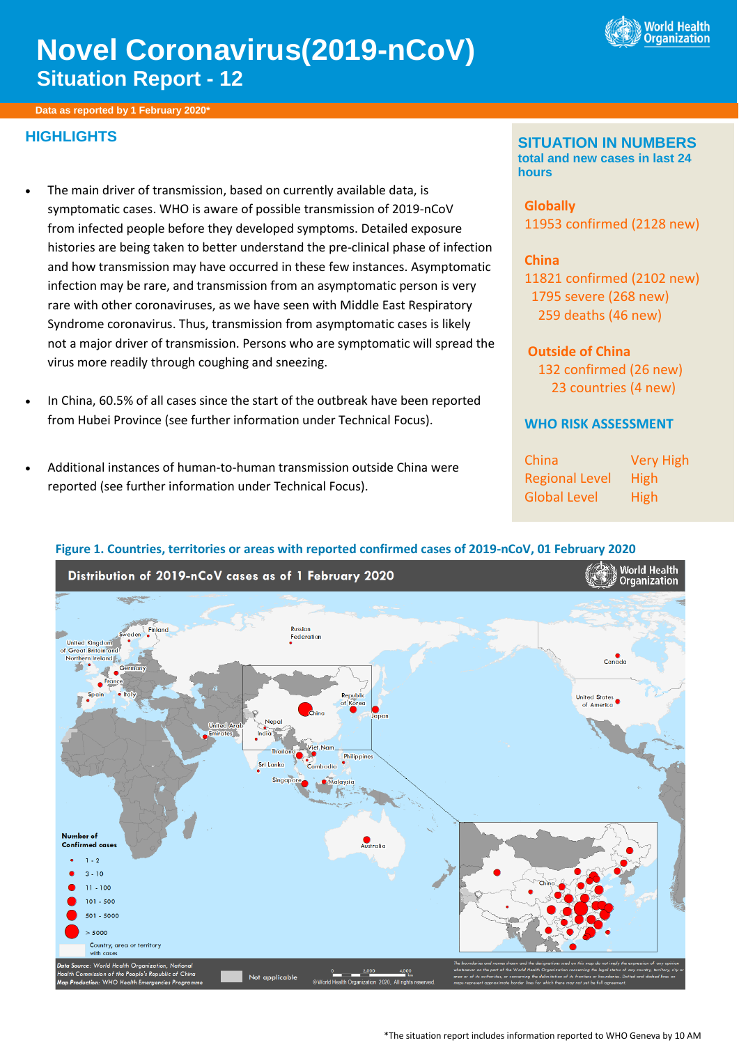# Novel Coronavirus(2019-nCoV)
## Situation Report - 12

**Data as reported by 1 February 2020***

## HIGHLIGHTS

- The main driver of transmission, based on currently available data, is symptomatic cases. WHO is aware of possible transmission of 2019-nCoV from infected people before they developed symptoms. Detailed exposure histories are being taken to better understand the pre-clinical phase of infection and how transmission may have occurred in these few instances. Asymptomatic infection may be rare, and transmission from an asymptomatic person is very rare with other coronaviruses, as we have seen with Middle East Respiratory Syndrome coronavirus. Thus, transmission from asymptomatic cases is likely not a major driver of transmission. Persons who are symptomatic will spread the virus more readily through coughing and sneezing.

- In China, 60.5% of all cases since the start of the outbreak have been reported from Hubei Province (see further information under Technical Focus).

- Additional instances of human-to-human transmission outside China were reported (see further information under Technical Focus).

## SITUATION IN NUMBERS

**total and new cases in last 24 hours**

**Globally**
11953 confirmed (2128 new)

**China**
11821 confirmed (2102 new)
1795 severe (268 new)
259 deaths (46 new)

**Outside of China**
132 confirmed (26 new)
23 countries (4 new)

**WHO RISK ASSESSMENT**

| | |
|---|---|
| China | Very High |
| Regional Level | High |
| Global Level | High |

**Figure 1. Countries, territories or areas with reported confirmed cases of 2019-nCoV, 01 February 2020**

\*The situation report includes information reported to WHO Geneva by 10 AM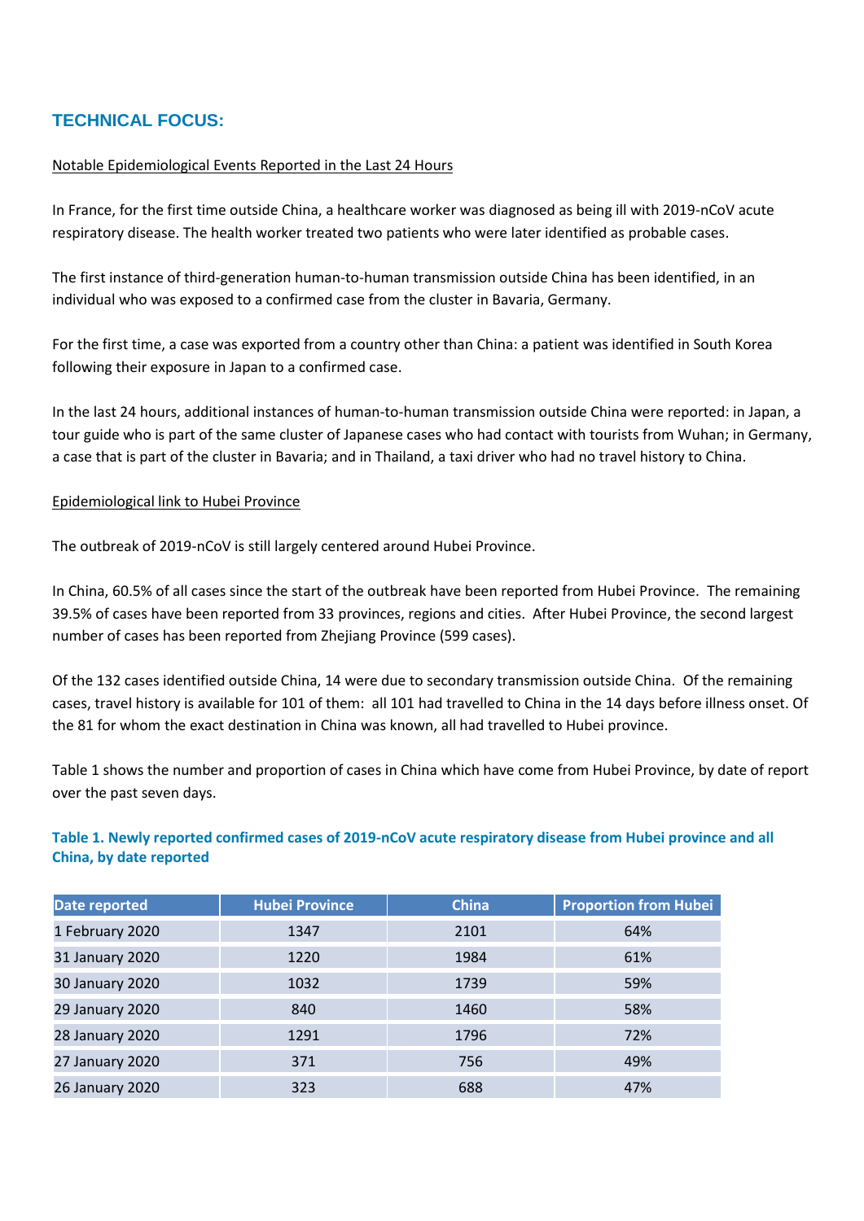## TECHNICAL FOCUS:

Notable Epidemiological Events Reported in the Last 24 Hours

In France, for the first time outside China, a healthcare worker was diagnosed as being ill with 2019-nCoV acute respiratory disease. The health worker treated two patients who were later identified as probable cases.

The first instance of third-generation human-to-human transmission outside China has been identified, in an individual who was exposed to a confirmed case from the cluster in Bavaria, Germany.

For the first time, a case was exported from a country other than China: a patient was identified in South Korea following their exposure in Japan to a confirmed case.

In the last 24 hours, additional instances of human-to-human transmission outside China were reported: in Japan, a tour guide who is part of the same cluster of Japanese cases who had contact with tourists from Wuhan; in Germany, a case that is part of the cluster in Bavaria; and in Thailand, a taxi driver who had no travel history to China.

Epidemiological link to Hubei Province

The outbreak of 2019-nCoV is still largely centered around Hubei Province.

In China, 60.5% of all cases since the start of the outbreak have been reported from Hubei Province. The remaining 39.5% of cases have been reported from 33 provinces, regions and cities. After Hubei Province, the second largest number of cases has been reported from Zhejiang Province (599 cases).

Of the 132 cases identified outside China, 14 were due to secondary transmission outside China. Of the remaining cases, travel history is available for 101 of them: all 101 had travelled to China in the 14 days before illness onset. Of the 81 for whom the exact destination in China was known, all had travelled to Hubei province.

Table 1 shows the number and proportion of cases in China which have come from Hubei Province, by date of report over the past seven days.

**Table 1. Newly reported confirmed cases of 2019-nCoV acute respiratory disease from Hubei province and all China, by date reported**

| Date reported | Hubei Province | China | Proportion from Hubei |
|---|---|---|---|
| 1 February 2020 | 1347 | 2101 | 64% |
| 31 January 2020 | 1220 | 1984 | 61% |
| 30 January 2020 | 1032 | 1739 | 59% |
| 29 January 2020 | 840 | 1460 | 58% |
| 28 January 2020 | 1291 | 1796 | 72% |
| 27 January 2020 | 371 | 756 | 49% |
| 26 January 2020 | 323 | 688 | 47% |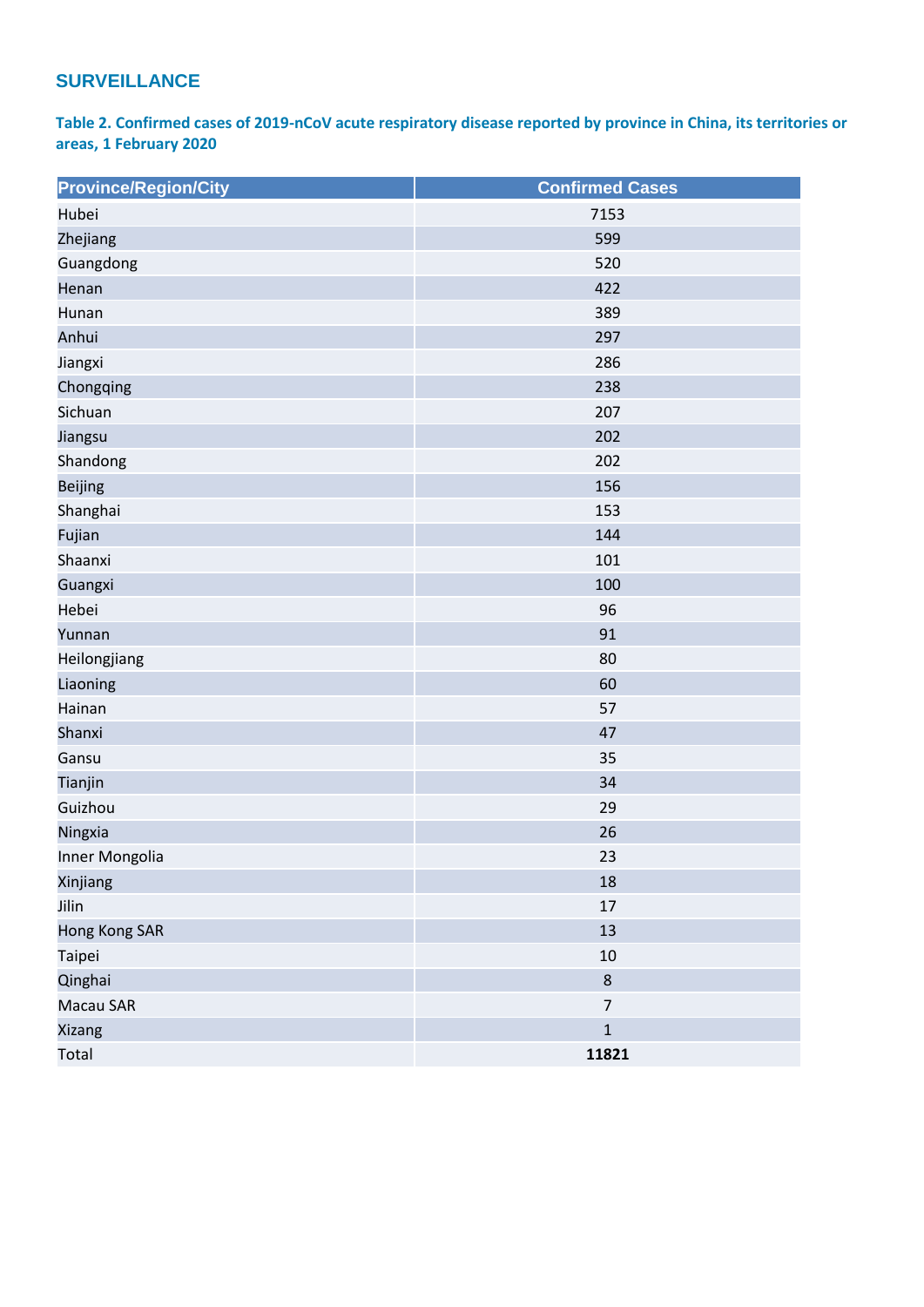## SURVEILLANCE

**Table 2. Confirmed cases of 2019-nCoV acute respiratory disease reported by province in China, its territories or areas, 1 February 2020**

| Province/Region/City | Confirmed Cases |
|---|---|
| Hubei | 7153 |
| Zhejiang | 599 |
| Guangdong | 520 |
| Henan | 422 |
| Hunan | 389 |
| Anhui | 297 |
| Jiangxi | 286 |
| Chongqing | 238 |
| Sichuan | 207 |
| Jiangsu | 202 |
| Shandong | 202 |
| Beijing | 156 |
| Shanghai | 153 |
| Fujian | 144 |
| Shaanxi | 101 |
| Guangxi | 100 |
| Hebei | 96 |
| Yunnan | 91 |
| Heilongjiang | 80 |
| Liaoning | 60 |
| Hainan | 57 |
| Shanxi | 47 |
| Gansu | 35 |
| Tianjin | 34 |
| Guizhou | 29 |
| Ningxia | 26 |
| Inner Mongolia | 23 |
| Xinjiang | 18 |
| Jilin | 17 |
| Hong Kong SAR | 13 |
| Taipei | 10 |
| Qinghai | 8 |
| Macau SAR | 7 |
| Xizang | 1 |
| Total | **11821** |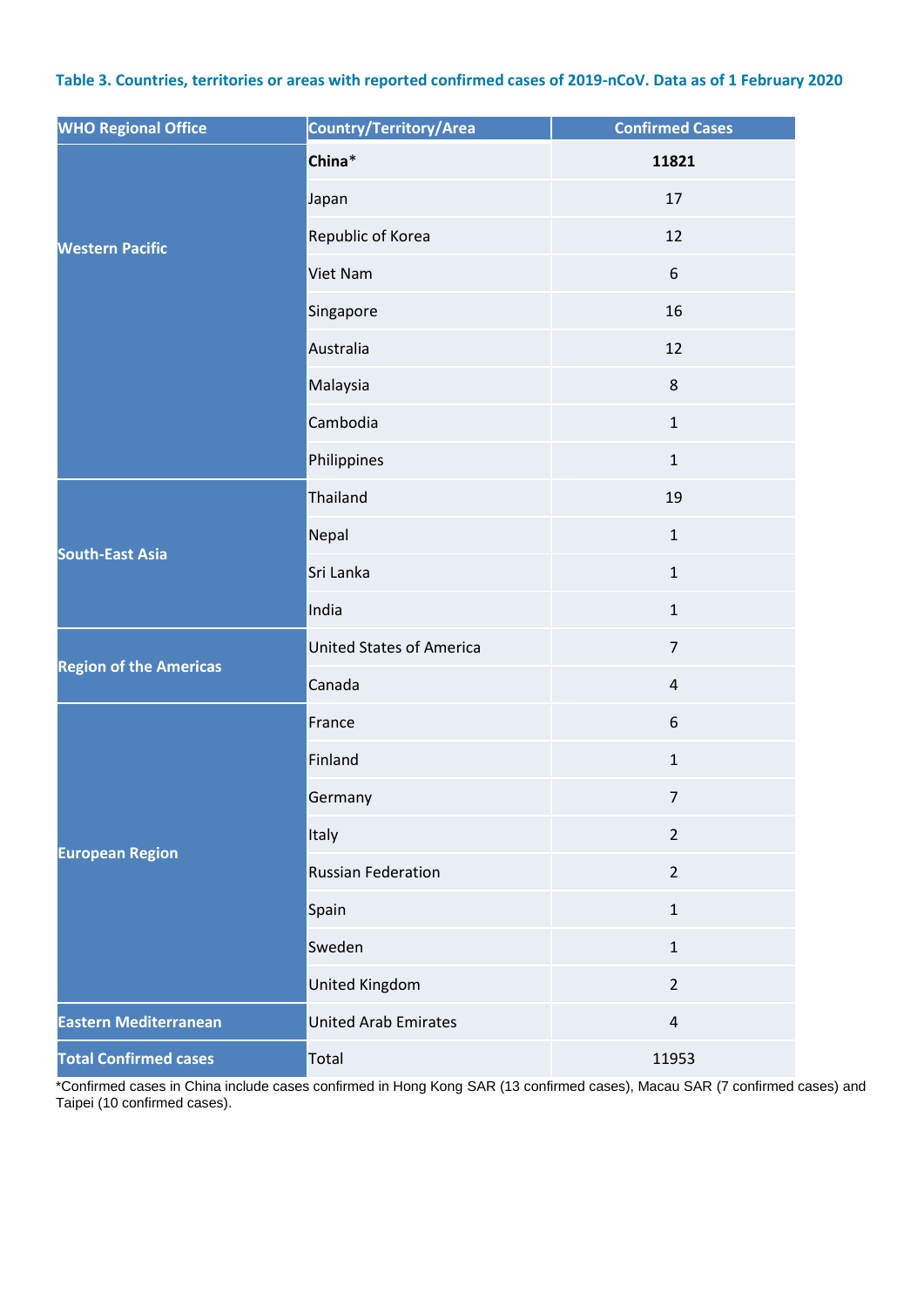**Table 3. Countries, territories or areas with reported confirmed cases of 2019-nCoV. Data as of 1 February 2020**

| WHO Regional Office | Country/Territory/Area | Confirmed Cases |
|---|---|---|
| Western Pacific | **China***  | **11821** |
| | Japan | 17 |
| | Republic of Korea | 12 |
| | Viet Nam | 6 |
| | Singapore | 16 |
| | Australia | 12 |
| | Malaysia | 8 |
| | Cambodia | 1 |
| | Philippines | 1 |
| South-East Asia | Thailand | 19 |
| | Nepal | 1 |
| | Sri Lanka | 1 |
| | India | 1 |
| Region of the Americas | United States of America | 7 |
| | Canada | 4 |
| European Region | France | 6 |
| | Finland | 1 |
| | Germany | 7 |
| | Italy | 2 |
| | Russian Federation | 2 |
| | Spain | 1 |
| | Sweden | 1 |
| | United Kingdom | 2 |
| Eastern Mediterranean | United Arab Emirates | 4 |
| **Total Confirmed cases** | Total | 11953 |

*Confirmed cases in China include cases confirmed in Hong Kong SAR (13 confirmed cases), Macau SAR (7 confirmed cases) and Taipei (10 confirmed cases).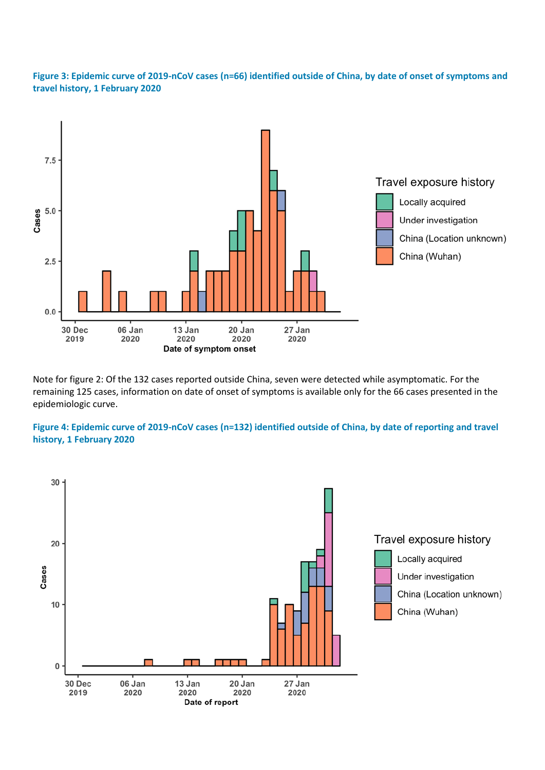**Figure 3: Epidemic curve of 2019-nCoV cases (n=66) identified outside of China, by date of onset of symptoms and travel history, 1 February 2020**

Note for figure 2: Of the 132 cases reported outside China, seven were detected while asymptomatic. For the remaining 125 cases, information on date of onset of symptoms is available only for the 66 cases presented in the epidemiologic curve.

**Figure 4: Epidemic curve of 2019-nCoV cases (n=132) identified outside of China, by date of reporting and travel history, 1 February 2020**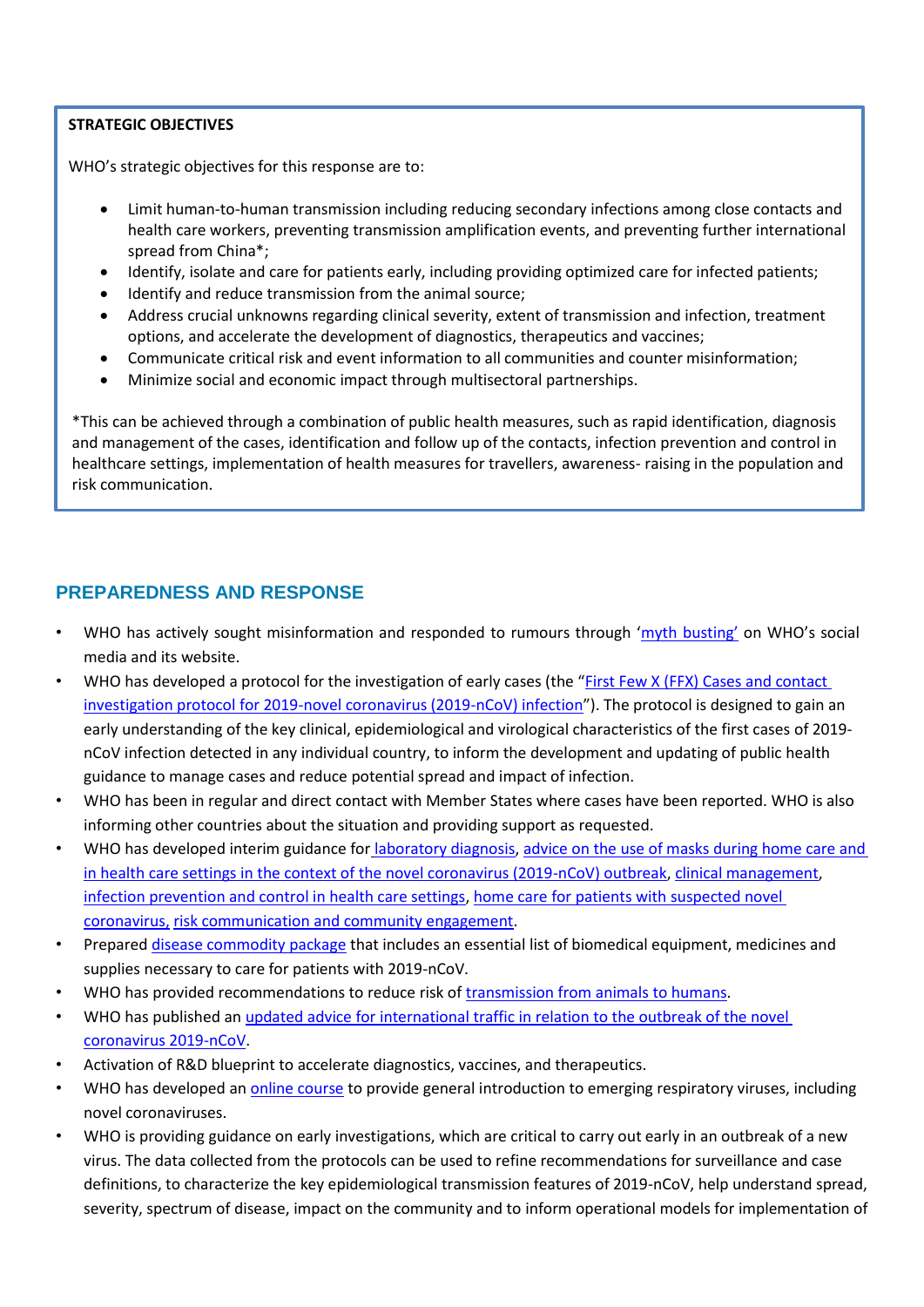**STRATEGIC OBJECTIVES**

WHO's strategic objectives for this response are to:

- Limit human-to-human transmission including reducing secondary infections among close contacts and health care workers, preventing transmission amplification events, and preventing further international spread from China*;
- Identify, isolate and care for patients early, including providing optimized care for infected patients;
- Identify and reduce transmission from the animal source;
- Address crucial unknowns regarding clinical severity, extent of transmission and infection, treatment options, and accelerate the development of diagnostics, therapeutics and vaccines;
- Communicate critical risk and event information to all communities and counter misinformation;
- Minimize social and economic impact through multisectoral partnerships.

*This can be achieved through a combination of public health measures, such as rapid identification, diagnosis and management of the cases, identification and follow up of the contacts, infection prevention and control in healthcare settings, implementation of health measures for travellers, awareness- raising in the population and risk communication.

## PREPAREDNESS AND RESPONSE

- WHO has actively sought misinformation and responded to rumours through 'myth busting' on WHO's social media and its website.
- WHO has developed a protocol for the investigation of early cases (the "First Few X (FFX) Cases and contact investigation protocol for 2019-novel coronavirus (2019-nCoV) infection"). The protocol is designed to gain an early understanding of the key clinical, epidemiological and virological characteristics of the first cases of 2019-nCoV infection detected in any individual country, to inform the development and updating of public health guidance to manage cases and reduce potential spread and impact of infection.
- WHO has been in regular and direct contact with Member States where cases have been reported. WHO is also informing other countries about the situation and providing support as requested.
- WHO has developed interim guidance for laboratory diagnosis, advice on the use of masks during home care and in health care settings in the context of the novel coronavirus (2019-nCoV) outbreak, clinical management, infection prevention and control in health care settings, home care for patients with suspected novel coronavirus, risk communication and community engagement.
- Prepared disease commodity package that includes an essential list of biomedical equipment, medicines and supplies necessary to care for patients with 2019-nCoV.
- WHO has provided recommendations to reduce risk of transmission from animals to humans.
- WHO has published an updated advice for international traffic in relation to the outbreak of the novel coronavirus 2019-nCoV.
- Activation of R&D blueprint to accelerate diagnostics, vaccines, and therapeutics.
- WHO has developed an online course to provide general introduction to emerging respiratory viruses, including novel coronaviruses.
- WHO is providing guidance on early investigations, which are critical to carry out early in an outbreak of a new virus. The data collected from the protocols can be used to refine recommendations for surveillance and case definitions, to characterize the key epidemiological transmission features of 2019-nCoV, help understand spread, severity, spectrum of disease, impact on the community and to inform operational models for implementation of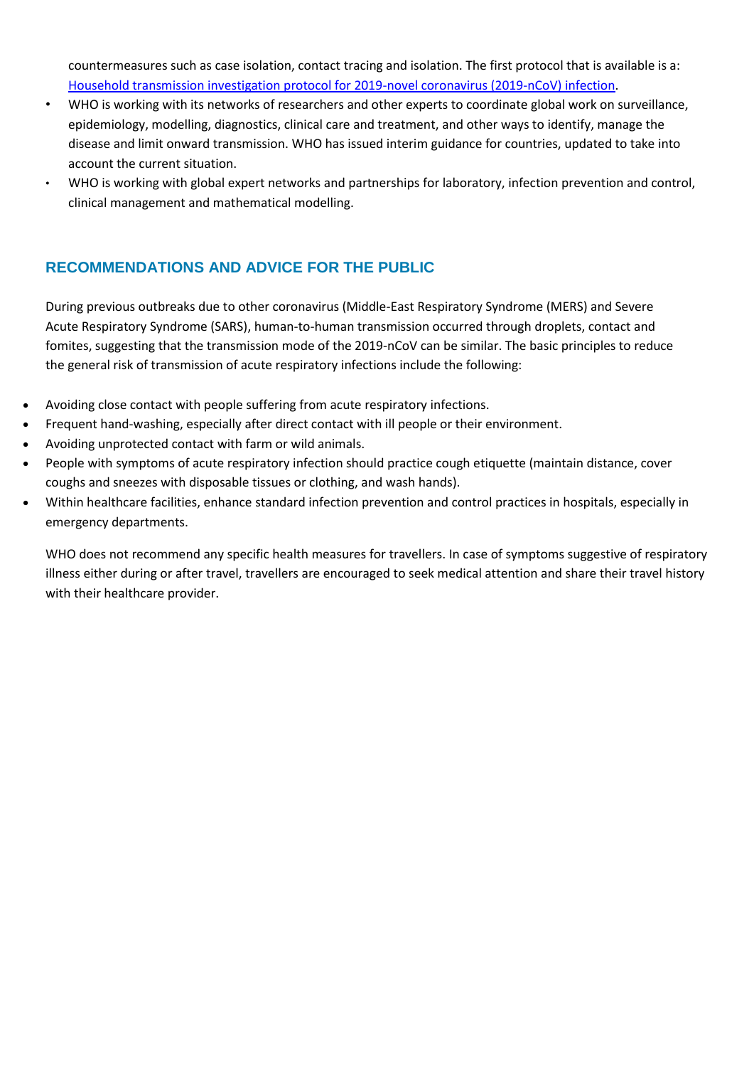countermeasures such as case isolation, contact tracing and isolation. The first protocol that is available is a: [Household transmission investigation protocol for 2019-novel coronavirus (2019-nCoV) infection](#).

- WHO is working with its networks of researchers and other experts to coordinate global work on surveillance, epidemiology, modelling, diagnostics, clinical care and treatment, and other ways to identify, manage the disease and limit onward transmission. WHO has issued interim guidance for countries, updated to take into account the current situation.
- WHO is working with global expert networks and partnerships for laboratory, infection prevention and control, clinical management and mathematical modelling.

## RECOMMENDATIONS AND ADVICE FOR THE PUBLIC

During previous outbreaks due to other coronavirus (Middle-East Respiratory Syndrome (MERS) and Severe Acute Respiratory Syndrome (SARS), human-to-human transmission occurred through droplets, contact and fomites, suggesting that the transmission mode of the 2019-nCoV can be similar. The basic principles to reduce the general risk of transmission of acute respiratory infections include the following:

- Avoiding close contact with people suffering from acute respiratory infections.
- Frequent hand-washing, especially after direct contact with ill people or their environment.
- Avoiding unprotected contact with farm or wild animals.
- People with symptoms of acute respiratory infection should practice cough etiquette (maintain distance, cover coughs and sneezes with disposable tissues or clothing, and wash hands).
- Within healthcare facilities, enhance standard infection prevention and control practices in hospitals, especially in emergency departments.

WHO does not recommend any specific health measures for travellers. In case of symptoms suggestive of respiratory illness either during or after travel, travellers are encouraged to seek medical attention and share their travel history with their healthcare provider.